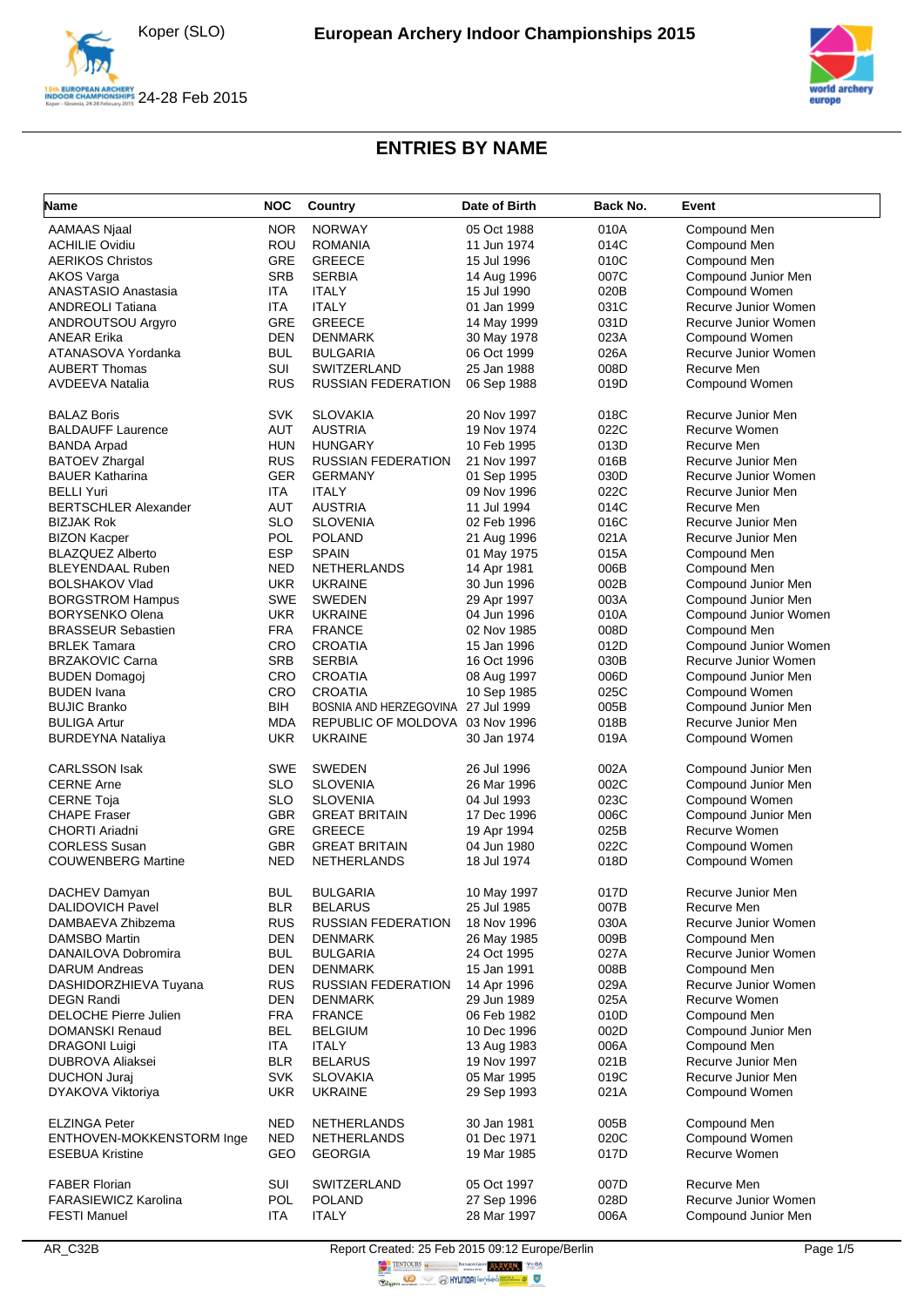# European Archery Indoor Championships 2015

Koper (SLO)

24-28 Feb 2015

## ENTRIES BY NAME

| Name | NOC | Country | Date of Birth | Back No. | Event |
|---|---|---|---|---|---|
| AAMAAS Njaal | NOR | NORWAY | 05 Oct 1988 | 010A | Compound Men |
| ACHILIE Ovidiu | ROU | ROMANIA | 11 Jun 1974 | 014C | Compound Men |
| AERIKOS Christos | GRE | GREECE | 15 Jul 1996 | 010C | Compound Men |
| AKOS Varga | SRB | SERBIA | 14 Aug 1996 | 007C | Compound Junior Men |
| ANASTASIO Anastasia | ITA | ITALY | 15 Jul 1990 | 020B | Compound Women |
| ANDREOLI Tatiana | ITA | ITALY | 01 Jan 1999 | 031C | Recurve Junior Women |
| ANDROUTSOU Argyro | GRE | GREECE | 14 May 1999 | 031D | Recurve Junior Women |
| ANEAR Erika | DEN | DENMARK | 30 May 1978 | 023A | Compound Women |
| ATANASOVA Yordanka | BUL | BULGARIA | 06 Oct 1999 | 026A | Recurve Junior Women |
| AUBERT Thomas | SUI | SWITZERLAND | 25 Jan 1988 | 008D | Recurve Men |
| AVDEEVA Natalia | RUS | RUSSIAN FEDERATION | 06 Sep 1988 | 019D | Compound Women |
| BALAZ Boris | SVK | SLOVAKIA | 20 Nov 1997 | 018C | Recurve Junior Men |
| BALDAUFF Laurence | AUT | AUSTRIA | 19 Nov 1974 | 022C | Recurve Women |
| BANDA Arpad | HUN | HUNGARY | 10 Feb 1995 | 013D | Recurve Men |
| BATOEV Zhargal | RUS | RUSSIAN FEDERATION | 21 Nov 1997 | 016B | Recurve Junior Men |
| BAUER Katharina | GER | GERMANY | 01 Sep 1995 | 030D | Recurve Junior Women |
| BELLI Yuri | ITA | ITALY | 09 Nov 1996 | 022C | Recurve Junior Men |
| BERTSCHLER Alexander | AUT | AUSTRIA | 11 Jul 1994 | 014C | Recurve Men |
| BIZJAK Rok | SLO | SLOVENIA | 02 Feb 1996 | 016C | Recurve Junior Men |
| BIZON Kacper | POL | POLAND | 21 Aug 1996 | 021A | Recurve Junior Men |
| BLAZQUEZ Alberto | ESP | SPAIN | 01 May 1975 | 015A | Compound Men |
| BLEYENDAAL Ruben | NED | NETHERLANDS | 14 Apr 1981 | 006B | Compound Men |
| BOLSHAKOV Vlad | UKR | UKRAINE | 30 Jun 1996 | 002B | Compound Junior Men |
| BORGSTROM Hampus | SWE | SWEDEN | 29 Apr 1997 | 003A | Compound Junior Men |
| BORYSENKO Olena | UKR | UKRAINE | 04 Jun 1996 | 010A | Compound Junior Women |
| BRASSEUR Sebastien | FRA | FRANCE | 02 Nov 1985 | 008D | Compound Men |
| BRLEK Tamara | CRO | CROATIA | 15 Jan 1996 | 012D | Compound Junior Women |
| BRZAKOVIC Carna | SRB | SERBIA | 16 Oct 1996 | 030B | Recurve Junior Women |
| BUDEN Domagoj | CRO | CROATIA | 08 Aug 1997 | 006D | Compound Junior Men |
| BUDEN Ivana | CRO | CROATIA | 10 Sep 1985 | 025C | Compound Women |
| BUJIC Branko | BIH | BOSNIA AND HERZEGOVINA | 27 Jul 1999 | 005B | Compound Junior Men |
| BULIGA Artur | MDA | REPUBLIC OF MOLDOVA | 03 Nov 1996 | 018B | Recurve Junior Men |
| BURDEYNA Nataliya | UKR | UKRAINE | 30 Jan 1974 | 019A | Compound Women |
| CARLSSON Isak | SWE | SWEDEN | 26 Jul 1996 | 002A | Compound Junior Men |
| CERNE Arne | SLO | SLOVENIA | 26 Mar 1996 | 002C | Compound Junior Men |
| CERNE Toja | SLO | SLOVENIA | 04 Jul 1993 | 023C | Compound Women |
| CHAPE Fraser | GBR | GREAT BRITAIN | 17 Dec 1996 | 006C | Compound Junior Men |
| CHORTI Ariadni | GRE | GREECE | 19 Apr 1994 | 025B | Recurve Women |
| CORLESS Susan | GBR | GREAT BRITAIN | 04 Jun 1980 | 022C | Compound Women |
| COUWENBERG Martine | NED | NETHERLANDS | 18 Jul 1974 | 018D | Compound Women |
| DACHEV Damyan | BUL | BULGARIA | 10 May 1997 | 017D | Recurve Junior Men |
| DALIDOVICH Pavel | BLR | BELARUS | 25 Jul 1985 | 007B | Recurve Men |
| DAMBAEVA Zhibzema | RUS | RUSSIAN FEDERATION | 18 Nov 1996 | 030A | Recurve Junior Women |
| DAMSBO Martin | DEN | DENMARK | 26 May 1985 | 009B | Compound Men |
| DANAILOVA Dobromira | BUL | BULGARIA | 24 Oct 1995 | 027A | Recurve Junior Women |
| DARUM Andreas | DEN | DENMARK | 15 Jan 1991 | 008B | Compound Men |
| DASHIDORZHIEVA Tuyana | RUS | RUSSIAN FEDERATION | 14 Apr 1996 | 029A | Recurve Junior Women |
| DEGN Randi | DEN | DENMARK | 29 Jun 1989 | 025A | Recurve Women |
| DELOCHE Pierre Julien | FRA | FRANCE | 06 Feb 1982 | 010D | Compound Men |
| DOMANSKI Renaud | BEL | BELGIUM | 10 Dec 1996 | 002D | Compound Junior Men |
| DRAGONI Luigi | ITA | ITALY | 13 Aug 1983 | 006A | Compound Men |
| DUBROVA Aliaksei | BLR | BELARUS | 19 Nov 1997 | 021B | Recurve Junior Men |
| DUCHON Juraj | SVK | SLOVAKIA | 05 Mar 1995 | 019C | Recurve Junior Men |
| DYAKOVA Viktoriya | UKR | UKRAINE | 29 Sep 1993 | 021A | Compound Women |
| ELZINGA Peter | NED | NETHERLANDS | 30 Jan 1981 | 005B | Compound Men |
| ENTHOVEN-MOKKENSTORM Inge | NED | NETHERLANDS | 01 Dec 1971 | 020C | Compound Women |
| ESEBUA Kristine | GEO | GEORGIA | 19 Mar 1985 | 017D | Recurve Women |
| FABER Florian | SUI | SWITZERLAND | 05 Oct 1997 | 007D | Recurve Men |
| FARASIEWICZ Karolina | POL | POLAND | 27 Sep 1996 | 028D | Recurve Junior Women |
| FESTI Manuel | ITA | ITALY | 28 Mar 1997 | 006A | Compound Junior Men |

AR_C32B — Report Created: 25 Feb 2015 09:12 Europe/Berlin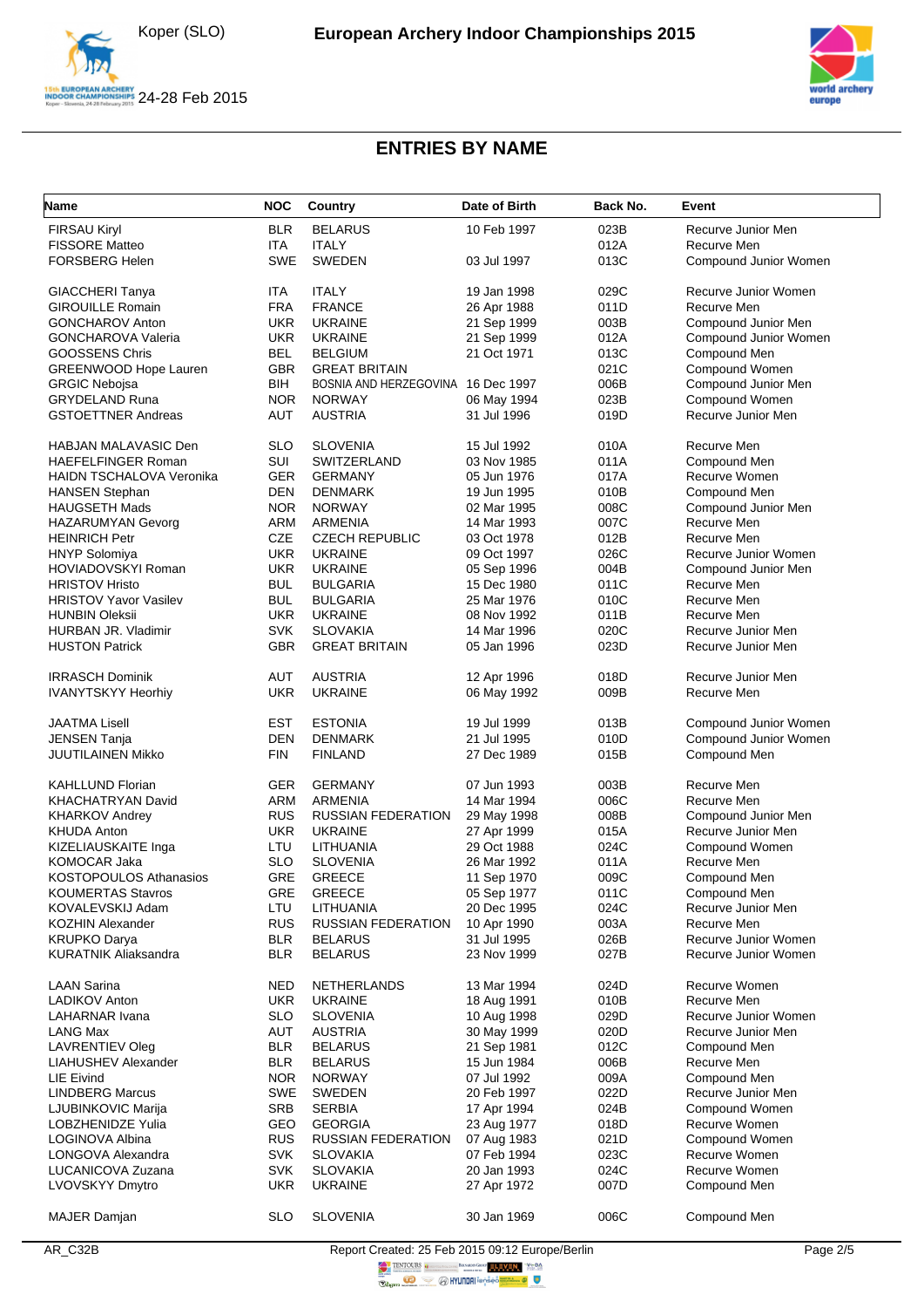## ENTRIES BY NAME

| Name | NOC | Country | Date of Birth | Back No. | Event |
|---|---|---|---|---|---|
| FIRSAU Kiryl | BLR | BELARUS | 10 Feb 1997 | 023B | Recurve Junior Men |
| FISSORE Matteo | ITA | ITALY | | 012A | Recurve Men |
| FORSBERG Helen | SWE | SWEDEN | 03 Jul 1997 | 013C | Compound Junior Women |
| GIACCHERI Tanya | ITA | ITALY | 19 Jan 1998 | 029C | Recurve Junior Women |
| GIROUILLE Romain | FRA | FRANCE | 26 Apr 1988 | 011D | Recurve Men |
| GONCHAROV Anton | UKR | UKRAINE | 21 Sep 1999 | 003B | Compound Junior Men |
| GONCHAROVA Valeria | UKR | UKRAINE | 21 Sep 1999 | 012A | Compound Junior Women |
| GOOSSENS Chris | BEL | BELGIUM | 21 Oct 1971 | 013C | Compound Men |
| GREENWOOD Hope Lauren | GBR | GREAT BRITAIN | | 021C | Compound Women |
| GRGIC Nebojsa | BIH | BOSNIA AND HERZEGOVINA | 16 Dec 1997 | 006B | Compound Junior Men |
| GRYDELAND Runa | NOR | NORWAY | 06 May 1994 | 023B | Compound Women |
| GSTOETTNER Andreas | AUT | AUSTRIA | 31 Jul 1996 | 019D | Recurve Junior Men |
| HABJAN MALAVASIC Den | SLO | SLOVENIA | 15 Jul 1992 | 010A | Recurve Men |
| HAEFELFINGER Roman | SUI | SWITZERLAND | 03 Nov 1985 | 011A | Compound Men |
| HAIDN TSCHALOVA Veronika | GER | GERMANY | 05 Jun 1976 | 017A | Recurve Women |
| HANSEN Stephan | DEN | DENMARK | 19 Jun 1995 | 010B | Compound Men |
| HAUGSETH Mads | NOR | NORWAY | 02 Mar 1995 | 008C | Compound Junior Men |
| HAZARUMYAN Gevorg | ARM | ARMENIA | 14 Mar 1993 | 007C | Recurve Men |
| HEINRICH Petr | CZE | CZECH REPUBLIC | 03 Oct 1978 | 012B | Recurve Men |
| HNYP Solomiya | UKR | UKRAINE | 09 Oct 1997 | 026C | Recurve Junior Women |
| HOVIADOVSKYI Roman | UKR | UKRAINE | 05 Sep 1996 | 004B | Compound Junior Men |
| HRISTOV Hristo | BUL | BULGARIA | 15 Dec 1980 | 011C | Recurve Men |
| HRISTOV Yavor Vasilev | BUL | BULGARIA | 25 Mar 1976 | 010C | Recurve Men |
| HUNBIN Oleksii | UKR | UKRAINE | 08 Nov 1992 | 011B | Recurve Men |
| HURBAN JR. Vladimir | SVK | SLOVAKIA | 14 Mar 1996 | 020C | Recurve Junior Men |
| HUSTON Patrick | GBR | GREAT BRITAIN | 05 Jan 1996 | 023D | Recurve Junior Men |
| IRRASCH Dominik | AUT | AUSTRIA | 12 Apr 1996 | 018D | Recurve Junior Men |
| IVANYTSKYY Heorhiy | UKR | UKRAINE | 06 May 1992 | 009B | Recurve Men |
| JAATMA Lisell | EST | ESTONIA | 19 Jul 1999 | 013B | Compound Junior Women |
| JENSEN Tanja | DEN | DENMARK | 21 Jul 1995 | 010D | Compound Junior Women |
| JUUTILAINEN Mikko | FIN | FINLAND | 27 Dec 1989 | 015B | Compound Men |
| KAHLLUND Florian | GER | GERMANY | 07 Jun 1993 | 003B | Recurve Men |
| KHACHATRYAN David | ARM | ARMENIA | 14 Mar 1994 | 006C | Recurve Men |
| KHARKOV Andrey | RUS | RUSSIAN FEDERATION | 29 May 1998 | 008B | Compound Junior Men |
| KHUDA Anton | UKR | UKRAINE | 27 Apr 1999 | 015A | Recurve Junior Men |
| KIZELIAUSKAITE Inga | LTU | LITHUANIA | 29 Oct 1988 | 024C | Compound Women |
| KOMOCAR Jaka | SLO | SLOVENIA | 26 Mar 1992 | 011A | Recurve Men |
| KOSTOPOULOS Athanasios | GRE | GREECE | 11 Sep 1970 | 009C | Compound Men |
| KOUMERTAS Stavros | GRE | GREECE | 05 Sep 1977 | 011C | Compound Men |
| KOVALEVSKIJ Adam | LTU | LITHUANIA | 20 Dec 1995 | 024C | Recurve Junior Men |
| KOZHIN Alexander | RUS | RUSSIAN FEDERATION | 10 Apr 1990 | 003A | Recurve Men |
| KRUPKO Darya | BLR | BELARUS | 31 Jul 1995 | 026B | Recurve Junior Women |
| KURATNIK Aliaksandra | BLR | BELARUS | 23 Nov 1999 | 027B | Recurve Junior Women |
| LAAN Sarina | NED | NETHERLANDS | 13 Mar 1994 | 024D | Recurve Women |
| LADIKOV Anton | UKR | UKRAINE | 18 Aug 1991 | 010B | Recurve Men |
| LAHARNAR Ivana | SLO | SLOVENIA | 10 Aug 1998 | 029D | Recurve Junior Women |
| LANG Max | AUT | AUSTRIA | 30 May 1999 | 020D | Recurve Junior Men |
| LAVRENTIEV Oleg | BLR | BELARUS | 21 Sep 1981 | 012C | Compound Men |
| LIAHUSHEV Alexander | BLR | BELARUS | 15 Jun 1984 | 006B | Recurve Men |
| LIE Eivind | NOR | NORWAY | 07 Jul 1992 | 009A | Compound Men |
| LINDBERG Marcus | SWE | SWEDEN | 20 Feb 1997 | 022D | Recurve Junior Men |
| LJUBINKOVIC Marija | SRB | SERBIA | 17 Apr 1994 | 024B | Compound Women |
| LOBZHENIDZE Yulia | GEO | GEORGIA | 23 Aug 1977 | 018D | Recurve Women |
| LOGINOVA Albina | RUS | RUSSIAN FEDERATION | 07 Aug 1983 | 021D | Compound Women |
| LONGOVA Alexandra | SVK | SLOVAKIA | 07 Feb 1994 | 023C | Recurve Women |
| LUCANICOVA Zuzana | SVK | SLOVAKIA | 20 Jan 1993 | 024C | Recurve Women |
| LVOVSKYY Dmytro | UKR | UKRAINE | 27 Apr 1972 | 007D | Compound Men |
| MAJER Damjan | SLO | SLOVENIA | 30 Jan 1969 | 006C | Compound Men |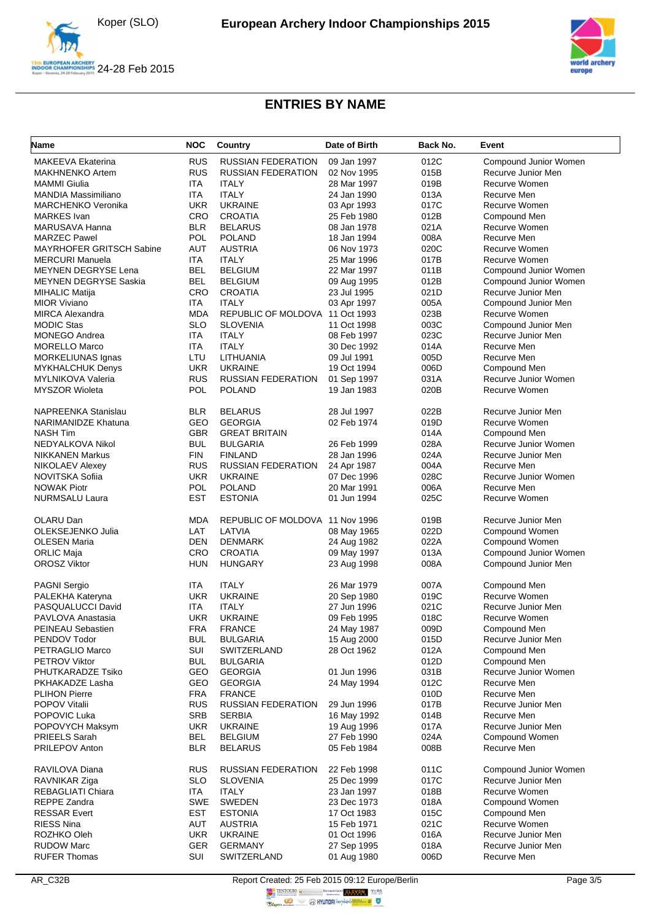# ENTRIES BY NAME

| Name | NOC | Country | Date of Birth | Back No. | Event |
|---|---|---|---|---|---|
| MAKEEVA Ekaterina | RUS | RUSSIAN FEDERATION | 09 Jan 1997 | 012C | Compound Junior Women |
| MAKHNENKO Artem | RUS | RUSSIAN FEDERATION | 02 Nov 1995 | 015B | Recurve Junior Men |
| MAMMI Giulia | ITA | ITALY | 28 Mar 1997 | 019B | Recurve Women |
| MANDIA Massimiliano | ITA | ITALY | 24 Jan 1990 | 013A | Recurve Men |
| MARCHENKO Veronika | UKR | UKRAINE | 03 Apr 1993 | 017C | Recurve Women |
| MARKES Ivan | CRO | CROATIA | 25 Feb 1980 | 012B | Compound Men |
| MARUSAVA Hanna | BLR | BELARUS | 08 Jan 1978 | 021A | Recurve Women |
| MARZEC Pawel | POL | POLAND | 18 Jan 1994 | 008A | Recurve Men |
| MAYRHOFER GRITSCH Sabine | AUT | AUSTRIA | 06 Nov 1973 | 020C | Recurve Women |
| MERCURI Manuela | ITA | ITALY | 25 Mar 1996 | 017B | Recurve Women |
| MEYNEN DEGRYSE Lena | BEL | BELGIUM | 22 Mar 1997 | 011B | Compound Junior Women |
| MEYNEN DEGRYSE Saskia | BEL | BELGIUM | 09 Aug 1995 | 012B | Compound Junior Women |
| MIHALIC Matija | CRO | CROATIA | 23 Jul 1995 | 021D | Recurve Junior Men |
| MIOR Viviano | ITA | ITALY | 03 Apr 1997 | 005A | Compound Junior Men |
| MIRCA Alexandra | MDA | REPUBLIC OF MOLDOVA | 11 Oct 1993 | 023B | Recurve Women |
| MODIC Stas | SLO | SLOVENIA | 11 Oct 1998 | 003C | Compound Junior Men |
| MONEGO Andrea | ITA | ITALY | 08 Feb 1997 | 023C | Recurve Junior Men |
| MORELLO Marco | ITA | ITALY | 30 Dec 1992 | 014A | Recurve Men |
| MORKELIUNAS Ignas | LTU | LITHUANIA | 09 Jul 1991 | 005D | Recurve Men |
| MYKHALCHUK Denys | UKR | UKRAINE | 19 Oct 1994 | 006D | Compound Men |
| MYLNIKOVA Valeria | RUS | RUSSIAN FEDERATION | 01 Sep 1997 | 031A | Recurve Junior Women |
| MYSZOR Wioleta | POL | POLAND | 19 Jan 1983 | 020B | Recurve Women |
| NAPREENKA Stanislau | BLR | BELARUS | 28 Jul 1997 | 022B | Recurve Junior Men |
| NARIMANIDZE Khatuna | GEO | GEORGIA | 02 Feb 1974 | 019D | Recurve Women |
| NASH Tim | GBR | GREAT BRITAIN | | 014A | Compound Men |
| NEDYALKOVA Nikol | BUL | BULGARIA | 26 Feb 1999 | 028A | Recurve Junior Women |
| NIKKANEN Markus | FIN | FINLAND | 28 Jan 1996 | 024A | Recurve Junior Men |
| NIKOLAEV Alexey | RUS | RUSSIAN FEDERATION | 24 Apr 1987 | 004A | Recurve Men |
| NOVITSKA Sofiia | UKR | UKRAINE | 07 Dec 1996 | 028C | Recurve Junior Women |
| NOWAK Piotr | POL | POLAND | 20 Mar 1991 | 006A | Recurve Men |
| NURMSALU Laura | EST | ESTONIA | 01 Jun 1994 | 025C | Recurve Women |
| OLARU Dan | MDA | REPUBLIC OF MOLDOVA | 11 Nov 1996 | 019B | Recurve Junior Men |
| OLEKSEJENKO Julia | LAT | LATVIA | 08 May 1965 | 022D | Compound Women |
| OLESEN Maria | DEN | DENMARK | 24 Aug 1982 | 022A | Compound Women |
| ORLIC Maja | CRO | CROATIA | 09 May 1997 | 013A | Compound Junior Women |
| OROSZ Viktor | HUN | HUNGARY | 23 Aug 1998 | 008A | Compound Junior Men |
| PAGNI Sergio | ITA | ITALY | 26 Mar 1979 | 007A | Compound Men |
| PALEKHA Kateryna | UKR | UKRAINE | 20 Sep 1980 | 019C | Recurve Women |
| PASQUALUCCI David | ITA | ITALY | 27 Jun 1996 | 021C | Recurve Junior Men |
| PAVLOVA Anastasia | UKR | UKRAINE | 09 Feb 1995 | 018C | Recurve Women |
| PEINEAU Sebastien | FRA | FRANCE | 24 May 1987 | 009D | Compound Men |
| PENDOV Todor | BUL | BULGARIA | 15 Aug 2000 | 015D | Recurve Junior Men |
| PETRAGLIO Marco | SUI | SWITZERLAND | 28 Oct 1962 | 012A | Compound Men |
| PETROV Viktor | BUL | BULGARIA | | 012D | Compound Men |
| PHUTKARADZE Tsiko | GEO | GEORGIA | 01 Jun 1996 | 031B | Recurve Junior Women |
| PKHAKADZE Lasha | GEO | GEORGIA | 24 May 1994 | 012C | Recurve Men |
| PLIHON Pierre | FRA | FRANCE | | 010D | Recurve Men |
| POPOV Vitalii | RUS | RUSSIAN FEDERATION | 29 Jun 1996 | 017B | Recurve Junior Men |
| POPOVIC Luka | SRB | SERBIA | 16 May 1992 | 014B | Recurve Men |
| POPOVYCH Maksym | UKR | UKRAINE | 19 Aug 1996 | 017A | Recurve Junior Men |
| PRIEELS Sarah | BEL | BELGIUM | 27 Feb 1990 | 024A | Compound Women |
| PRILEPOV Anton | BLR | BELARUS | 05 Feb 1984 | 008B | Recurve Men |
| RAVILOVA Diana | RUS | RUSSIAN FEDERATION | 22 Feb 1998 | 011C | Compound Junior Women |
| RAVNIKAR Ziga | SLO | SLOVENIA | 25 Dec 1999 | 017C | Recurve Junior Men |
| REBAGLIATI Chiara | ITA | ITALY | 23 Jan 1997 | 018B | Recurve Women |
| REPPE Zandra | SWE | SWEDEN | 23 Dec 1973 | 018A | Compound Women |
| RESSAR Evert | EST | ESTONIA | 17 Oct 1983 | 015C | Compound Men |
| RIESS Nina | AUT | AUSTRIA | 15 Feb 1971 | 021C | Recurve Women |
| ROZHKO Oleh | UKR | UKRAINE | 01 Oct 1996 | 016A | Recurve Junior Men |
| RUDOW Marc | GER | GERMANY | 27 Sep 1995 | 018A | Recurve Junior Men |
| RUFER Thomas | SUI | SWITZERLAND | 01 Aug 1980 | 006D | Recurve Men |

AR_C32B Report Created: 25 Feb 2015 09:12 Europe/Berlin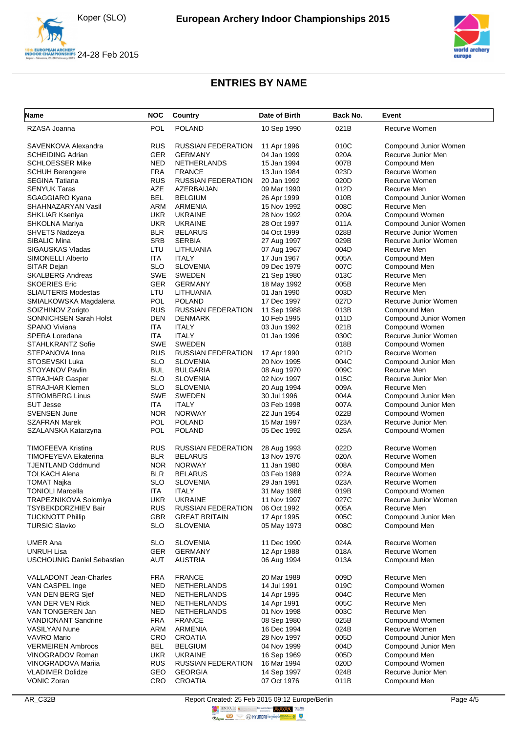## ENTRIES BY NAME

| Name | NOC | Country | Date of Birth | Back No. | Event |
|---|---|---|---|---|---|
| RZASA Joanna | POL | POLAND | 10 Sep 1990 | 021B | Recurve Women |
| SAVENKOVA Alexandra | RUS | RUSSIAN FEDERATION | 11 Apr 1996 | 010C | Compound Junior Women |
| SCHEIDING Adrian | GER | GERMANY | 04 Jan 1999 | 020A | Recurve Junior Men |
| SCHLOESSER Mike | NED | NETHERLANDS | 15 Jan 1994 | 007B | Compound Men |
| SCHUH Berengere | FRA | FRANCE | 13 Jun 1984 | 023D | Recurve Women |
| SEGINA Tatiana | RUS | RUSSIAN FEDERATION | 20 Jan 1992 | 020D | Recurve Women |
| SENYUK Taras | AZE | AZERBAIJAN | 09 Mar 1990 | 012D | Recurve Men |
| SGAGGIARO Kyana | BEL | BELGIUM | 26 Apr 1999 | 010B | Compound Junior Women |
| SHAHNAZARYAN Vasil | ARM | ARMENIA | 15 Nov 1992 | 008C | Recurve Men |
| SHKLIAR Kseniya | UKR | UKRAINE | 28 Nov 1992 | 020A | Compound Women |
| SHKOLNA Mariya | UKR | UKRAINE | 28 Oct 1997 | 011A | Compound Junior Women |
| SHVETS Nadzeya | BLR | BELARUS | 04 Oct 1999 | 028B | Recurve Junior Women |
| SIBALIC Mina | SRB | SERBIA | 27 Aug 1997 | 029B | Recurve Junior Women |
| SIGAUSKAS Vladas | LTU | LITHUANIA | 07 Aug 1967 | 004D | Recurve Men |
| SIMONELLI Alberto | ITA | ITALY | 17 Jun 1967 | 005A | Compound Men |
| SITAR Dejan | SLO | SLOVENIA | 09 Dec 1979 | 007C | Compound Men |
| SKALBERG Andreas | SWE | SWEDEN | 21 Sep 1980 | 013C | Recurve Men |
| SKOERIES Eric | GER | GERMANY | 18 May 1992 | 005B | Recurve Men |
| SLIAUTERIS Modestas | LTU | LITHUANIA | 01 Jan 1990 | 003D | Recurve Men |
| SMIALKOWSKA Magdalena | POL | POLAND | 17 Dec 1997 | 027D | Recurve Junior Women |
| SOIZHINOV Zorigto | RUS | RUSSIAN FEDERATION | 11 Sep 1988 | 013B | Compound Men |
| SONNICHSEN Sarah Holst | DEN | DENMARK | 10 Feb 1995 | 011D | Compound Junior Women |
| SPANO Viviana | ITA | ITALY | 03 Jun 1992 | 021B | Compound Women |
| SPERA Loredana | ITA | ITALY | 01 Jan 1996 | 030C | Recurve Junior Women |
| STAHLKRANTZ Sofie | SWE | SWEDEN | | 018B | Compound Women |
| STEPANOVA Inna | RUS | RUSSIAN FEDERATION | 17 Apr 1990 | 021D | Recurve Women |
| STOSEVSKI Luka | SLO | SLOVENIA | 20 Nov 1995 | 004C | Compound Junior Men |
| STOYANOV Pavlin | BUL | BULGARIA | 08 Aug 1970 | 009C | Recurve Men |
| STRAJHAR Gasper | SLO | SLOVENIA | 02 Nov 1997 | 015C | Recurve Junior Men |
| STRAJHAR Klemen | SLO | SLOVENIA | 20 Aug 1994 | 009A | Recurve Men |
| STROMBERG Linus | SWE | SWEDEN | 30 Jul 1996 | 004A | Compound Junior Men |
| SUT Jesse | ITA | ITALY | 03 Feb 1998 | 007A | Compound Junior Men |
| SVENSEN June | NOR | NORWAY | 22 Jun 1954 | 022B | Compound Women |
| SZAFRAN Marek | POL | POLAND | 15 Mar 1997 | 023A | Recurve Junior Men |
| SZALANSKA Katarzyna | POL | POLAND | 05 Dec 1992 | 025A | Compound Women |
| TIMOFEEVA Kristina | RUS | RUSSIAN FEDERATION | 28 Aug 1993 | 022D | Recurve Women |
| TIMOFEYEVA Ekaterina | BLR | BELARUS | 13 Nov 1976 | 020A | Recurve Women |
| TJENTLAND Oddmund | NOR | NORWAY | 11 Jan 1980 | 008A | Compound Men |
| TOLKACH Alena | BLR | BELARUS | 03 Feb 1989 | 022A | Recurve Women |
| TOMAT Najka | SLO | SLOVENIA | 29 Jan 1991 | 023A | Recurve Women |
| TONIOLI Marcella | ITA | ITALY | 31 May 1986 | 019B | Compound Women |
| TRAPEZNIKOVA Solomiya | UKR | UKRAINE | 11 Nov 1997 | 027C | Recurve Junior Women |
| TSYBEKDORZHIEV Bair | RUS | RUSSIAN FEDERATION | 06 Oct 1992 | 005A | Recurve Men |
| TUCKNOTT Phillip | GBR | GREAT BRITAIN | 17 Apr 1995 | 005C | Compound Junior Men |
| TURSIC Slavko | SLO | SLOVENIA | 05 May 1973 | 008C | Compound Men |
| UMER Ana | SLO | SLOVENIA | 11 Dec 1990 | 024A | Recurve Women |
| UNRUH Lisa | GER | GERMANY | 12 Apr 1988 | 018A | Recurve Women |
| USCHOUNIG Daniel Sebastian | AUT | AUSTRIA | 06 Aug 1994 | 013A | Compound Men |
| VALLADONT Jean-Charles | FRA | FRANCE | 20 Mar 1989 | 009D | Recurve Men |
| VAN CASPEL Inge | NED | NETHERLANDS | 14 Jul 1991 | 019C | Compound Women |
| VAN DEN BERG Sjef | NED | NETHERLANDS | 14 Apr 1995 | 004C | Recurve Men |
| VAN DER VEN Rick | NED | NETHERLANDS | 14 Apr 1991 | 005C | Recurve Men |
| VAN TONGEREN Jan | NED | NETHERLANDS | 01 Nov 1998 | 003C | Recurve Men |
| VANDIONANT Sandrine | FRA | FRANCE | 08 Sep 1980 | 025B | Compound Women |
| VASILYAN Nune | ARM | ARMENIA | 16 Dec 1994 | 024B | Recurve Women |
| VAVRO Mario | CRO | CROATIA | 28 Nov 1997 | 005D | Compound Junior Men |
| VERMEIREN Ambroos | BEL | BELGIUM | 04 Nov 1999 | 004D | Compound Junior Men |
| VINOGRADOV Roman | UKR | UKRAINE | 16 Sep 1969 | 005D | Compound Men |
| VINOGRADOVA Mariia | RUS | RUSSIAN FEDERATION | 16 Mar 1994 | 020D | Compound Women |
| VLADIMER Dolidze | GEO | GEORGIA | 14 Sep 1997 | 024B | Recurve Junior Men |
| VONIC Zoran | CRO | CROATIA | 07 Oct 1976 | 011B | Compound Men |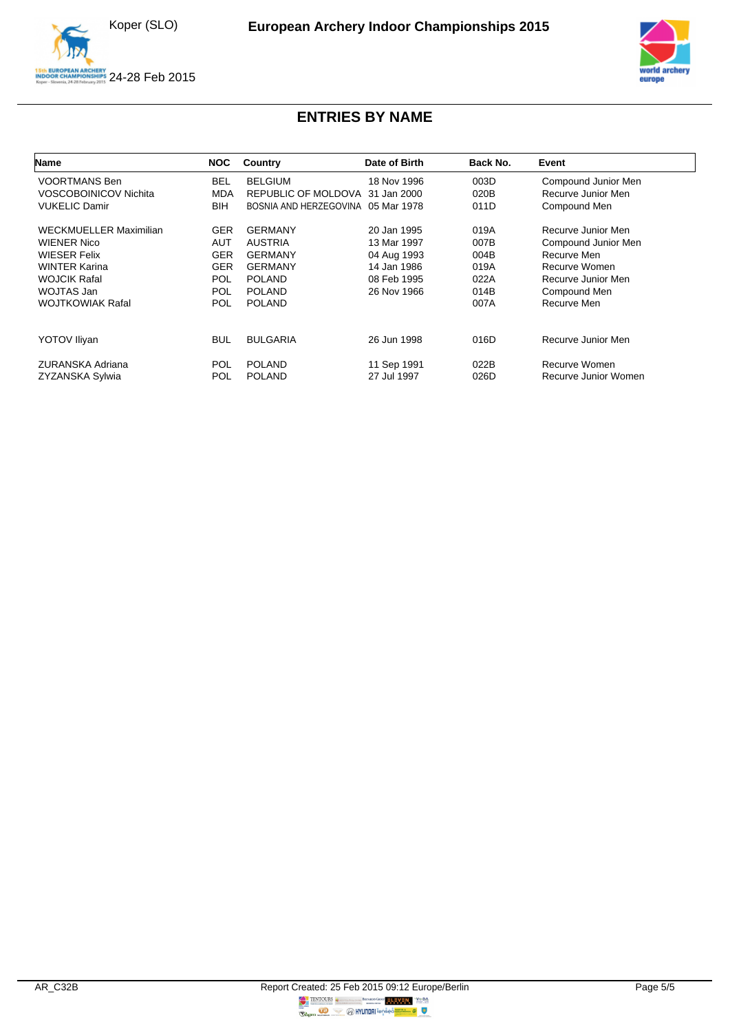## ENTRIES BY NAME

| Name | NOC | Country | Date of Birth | Back No. | Event |
|---|---|---|---|---|---|
| VOORTMANS Ben | BEL | BELGIUM | 18 Nov 1996 | 003D | Compound Junior Men |
| VOSCOBOINICOV Nichita | MDA | REPUBLIC OF MOLDOVA | 31 Jan 2000 | 020B | Recurve Junior Men |
| VUKELIC Damir | BIH | BOSNIA AND HERZEGOVINA | 05 Mar 1978 | 011D | Compound Men |
| WECKMUELLER Maximilian | GER | GERMANY | 20 Jan 1995 | 019A | Recurve Junior Men |
| WIENER Nico | AUT | AUSTRIA | 13 Mar 1997 | 007B | Compound Junior Men |
| WIESER Felix | GER | GERMANY | 04 Aug 1993 | 004B | Recurve Men |
| WINTER Karina | GER | GERMANY | 14 Jan 1986 | 019A | Recurve Women |
| WOJCIK Rafal | POL | POLAND | 08 Feb 1995 | 022A | Recurve Junior Men |
| WOJTAS Jan | POL | POLAND | 26 Nov 1966 | 014B | Compound Men |
| WOJTKOWIAK Rafal | POL | POLAND | | 007A | Recurve Men |
| YOTOV Iliyan | BUL | BULGARIA | 26 Jun 1998 | 016D | Recurve Junior Men |
| ZURANSKA Adriana | POL | POLAND | 11 Sep 1991 | 022B | Recurve Women |
| ZYZANSKA Sylwia | POL | POLAND | 27 Jul 1997 | 026D | Recurve Junior Women |